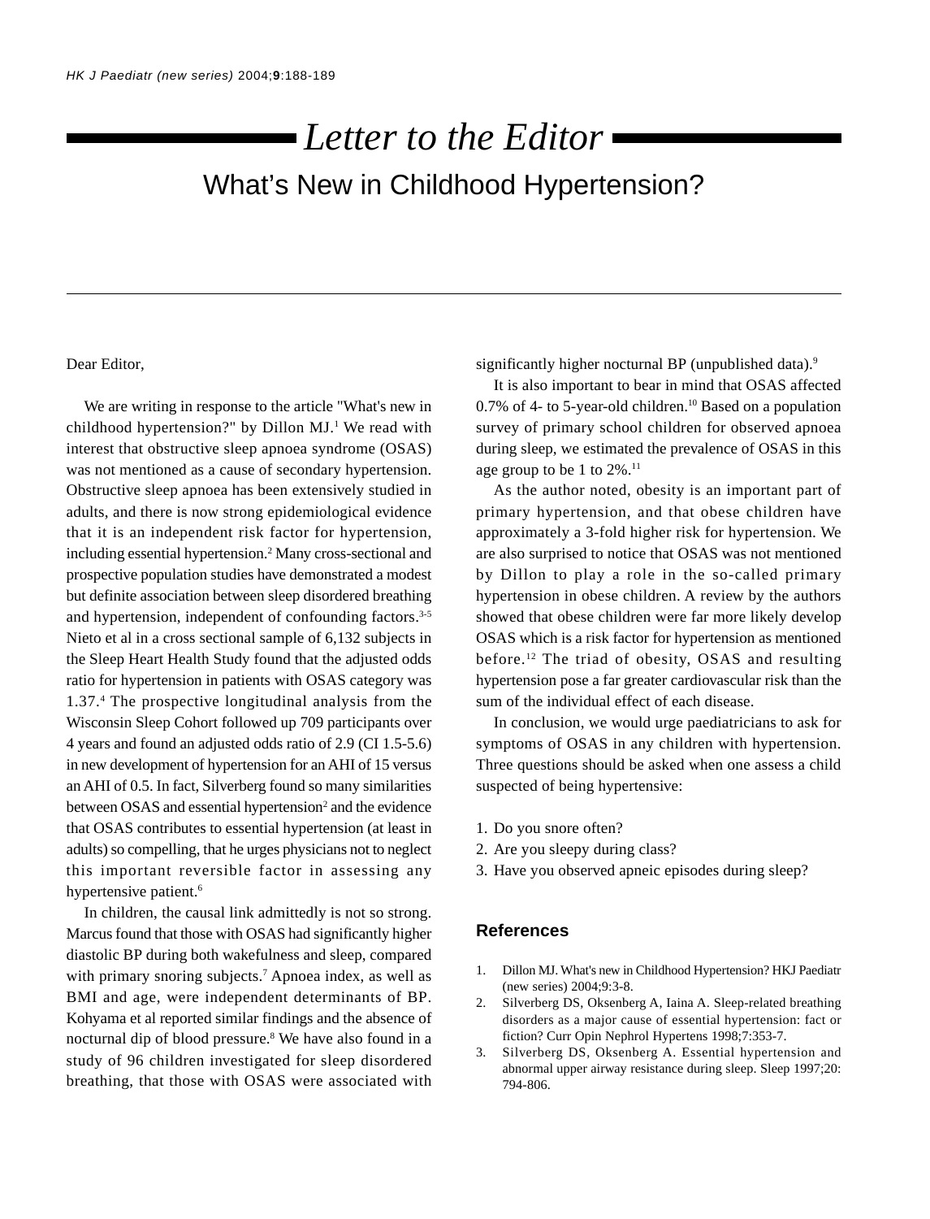# Letter to the Editor

## What's New in Childhood Hypertension?

Dear Editor,

We are writing in response to the article "What's new in childhood hypertension?" by Dillon MJ.[1] We read with interest that obstructive sleep apnoea syndrome (OSAS) was not mentioned as a cause of secondary hypertension. Obstructive sleep apnoea has been extensively studied in adults, and there is now strong epidemiological evidence that it is an independent risk factor for hypertension, including essential hypertension.[2] Many cross-sectional and prospective population studies have demonstrated a modest but definite association between sleep disordered breathing and hypertension, independent of confounding factors.[3-5] Nieto et al in a cross sectional sample of 6,132 subjects in the Sleep Heart Health Study found that the adjusted odds ratio for hypertension in patients with OSAS category was 1.37.[4] The prospective longitudinal analysis from the Wisconsin Sleep Cohort followed up 709 participants over 4 years and found an adjusted odds ratio of 2.9 (CI 1.5-5.6) in new development of hypertension for an AHI of 15 versus an AHI of 0.5. In fact, Silverberg found so many similarities between OSAS and essential hypertension[2] and the evidence that OSAS contributes to essential hypertension (at least in adults) so compelling, that he urges physicians not to neglect this important reversible factor in assessing any hypertensive patient.[6]

In children, the causal link admittedly is not so strong. Marcus found that those with OSAS had significantly higher diastolic BP during both wakefulness and sleep, compared with primary snoring subjects.[7] Apnoea index, as well as BMI and age, were independent determinants of BP. Kohyama et al reported similar findings and the absence of nocturnal dip of blood pressure.[8] We have also found in a study of 96 children investigated for sleep disordered breathing, that those with OSAS were associated with significantly higher nocturnal BP (unpublished data).[9]

It is also important to bear in mind that OSAS affected 0.7% of 4- to 5-year-old children.[10] Based on a population survey of primary school children for observed apnoea during sleep, we estimated the prevalence of OSAS in this age group to be 1 to 2%.[11]

As the author noted, obesity is an important part of primary hypertension, and that obese children have approximately a 3-fold higher risk for hypertension. We are also surprised to notice that OSAS was not mentioned by Dillon to play a role in the so-called primary hypertension in obese children. A review by the authors showed that obese children were far more likely develop OSAS which is a risk factor for hypertension as mentioned before.[12] The triad of obesity, OSAS and resulting hypertension pose a far greater cardiovascular risk than the sum of the individual effect of each disease.

In conclusion, we would urge paediatricians to ask for symptoms of OSAS in any children with hypertension. Three questions should be asked when one assess a child suspected of being hypertensive:

1. Do you snore often?
2. Are you sleepy during class?
3. Have you observed apneic episodes during sleep?

### References

1. Dillon MJ. What's new in Childhood Hypertension? HKJ Paediatr (new series) 2004;9:3-8.
2. Silverberg DS, Oksenberg A, Iaina A. Sleep-related breathing disorders as a major cause of essential hypertension: fact or fiction? Curr Opin Nephrol Hypertens 1998;7:353-7.
3. Silverberg DS, Oksenberg A. Essential hypertension and abnormal upper airway resistance during sleep. Sleep 1997;20: 794-806.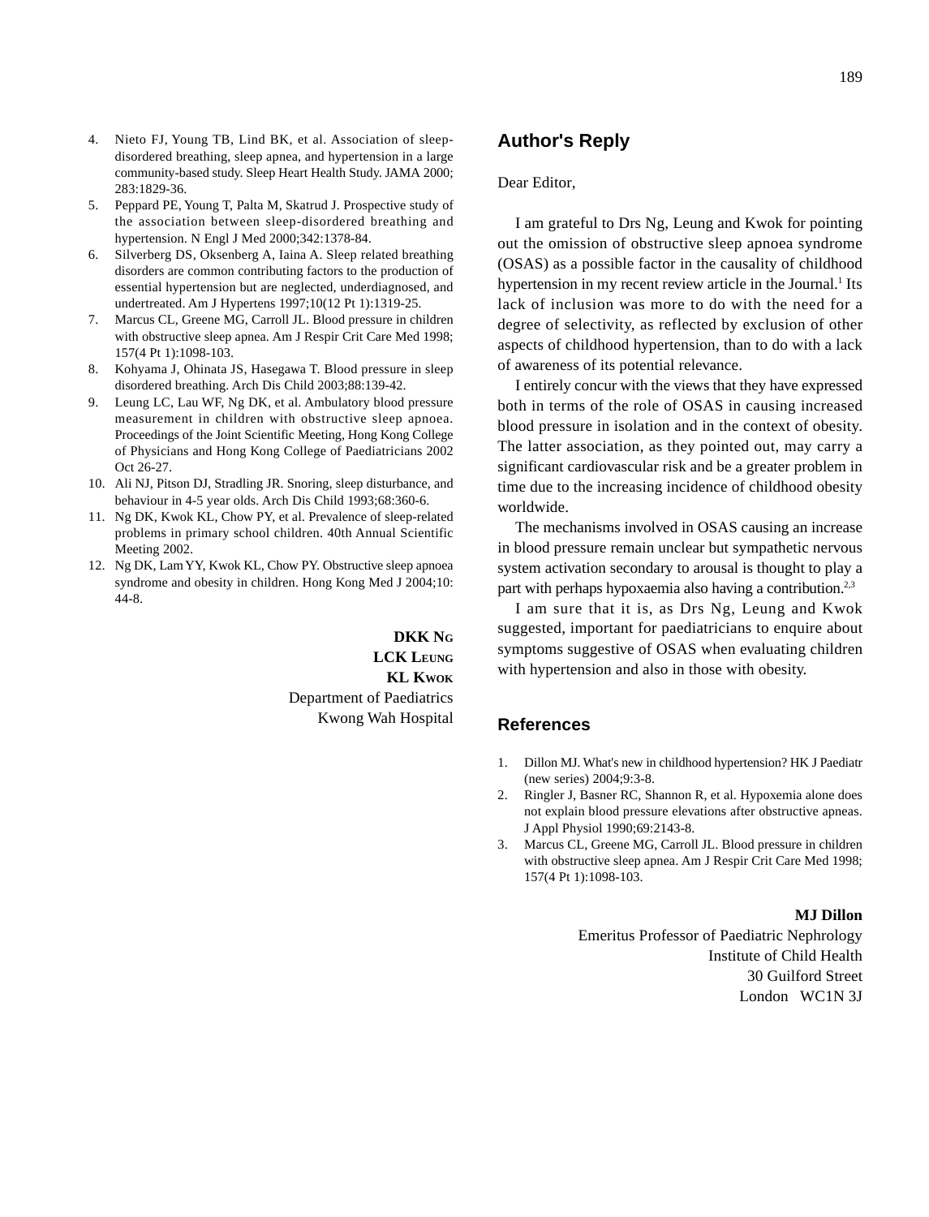4. Nieto FJ, Young TB, Lind BK, et al. Association of sleep-disordered breathing, sleep apnea, and hypertension in a large community-based study. Sleep Heart Health Study. JAMA 2000; 283:1829-36.
5. Peppard PE, Young T, Palta M, Skatrud J. Prospective study of the association between sleep-disordered breathing and hypertension. N Engl J Med 2000;342:1378-84.
6. Silverberg DS, Oksenberg A, Iaina A. Sleep related breathing disorders are common contributing factors to the production of essential hypertension but are neglected, underdiagnosed, and undertreated. Am J Hypertens 1997;10(12 Pt 1):1319-25.
7. Marcus CL, Greene MG, Carroll JL. Blood pressure in children with obstructive sleep apnea. Am J Respir Crit Care Med 1998; 157(4 Pt 1):1098-103.
8. Kohyama J, Ohinata JS, Hasegawa T. Blood pressure in sleep disordered breathing. Arch Dis Child 2003;88:139-42.
9. Leung LC, Lau WF, Ng DK, et al. Ambulatory blood pressure measurement in children with obstructive sleep apnoea. Proceedings of the Joint Scientific Meeting, Hong Kong College of Physicians and Hong Kong College of Paediatricians 2002 Oct 26-27.
10. Ali NJ, Pitson DJ, Stradling JR. Snoring, sleep disturbance, and behaviour in 4-5 year olds. Arch Dis Child 1993;68:360-6.
11. Ng DK, Kwok KL, Chow PY, et al. Prevalence of sleep-related problems in primary school children. 40th Annual Scientific Meeting 2002.
12. Ng DK, Lam YY, Kwok KL, Chow PY. Obstructive sleep apnoea syndrome and obesity in children. Hong Kong Med J 2004;10: 44-8.

**DKK Ng**
**LCK Leung**
**KL Kwok**
Department of Paediatrics
Kwong Wah Hospital

## Author's Reply

Dear Editor,

I am grateful to Drs Ng, Leung and Kwok for pointing out the omission of obstructive sleep apnoea syndrome (OSAS) as a possible factor in the causality of childhood hypertension in my recent review article in the Journal.[1] Its lack of inclusion was more to do with the need for a degree of selectivity, as reflected by exclusion of other aspects of childhood hypertension, than to do with a lack of awareness of its potential relevance.

I entirely concur with the views that they have expressed both in terms of the role of OSAS in causing increased blood pressure in isolation and in the context of obesity. The latter association, as they pointed out, may carry a significant cardiovascular risk and be a greater problem in time due to the increasing incidence of childhood obesity worldwide.

The mechanisms involved in OSAS causing an increase in blood pressure remain unclear but sympathetic nervous system activation secondary to arousal is thought to play a part with perhaps hypoxaemia also having a contribution.[2,3]

I am sure that it is, as Drs Ng, Leung and Kwok suggested, important for paediatricians to enquire about symptoms suggestive of OSAS when evaluating children with hypertension and also in those with obesity.

### References

1. Dillon MJ. What's new in childhood hypertension? HK J Paediatr (new series) 2004;9:3-8.
2. Ringler J, Basner RC, Shannon R, et al. Hypoxemia alone does not explain blood pressure elevations after obstructive apneas. J Appl Physiol 1990;69:2143-8.
3. Marcus CL, Greene MG, Carroll JL. Blood pressure in children with obstructive sleep apnea. Am J Respir Crit Care Med 1998; 157(4 Pt 1):1098-103.

**MJ Dillon**
Emeritus Professor of Paediatric Nephrology
Institute of Child Health
30 Guilford Street
London WC1N 3J